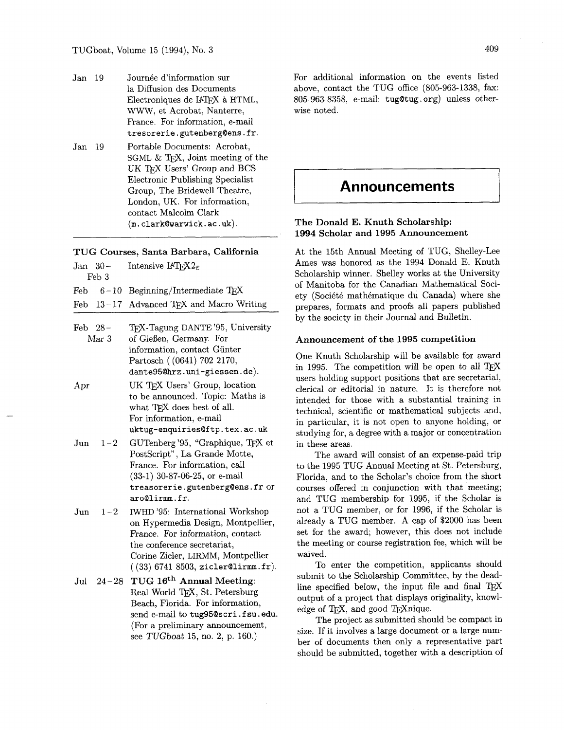| | |
|---|---|
| Jan 19 | Journée d'information sur la Diffusion des Documents Electroniques de LaTeX à HTML, WWW, et Acrobat, Nanterre, France. For information, e-mail tresorerie.gutenberg@ens.fr. |
| Jan 19 | Portable Documents: Acrobat, SGML & TeX, Joint meeting of the UK TeX Users' Group and BCS Electronic Publishing Specialist Group, The Bridewell Theatre, London, UK. For information, contact Malcolm Clark (m.clark@warwick.ac.uk). |

### TUG Courses, Santa Barbara, California

| | |
|---|---|
| Jan 30 – Feb 3 | Intensive LaTeX $2_\varepsilon$ |
| Feb 6 – 10 | Beginning/Intermediate TeX |
| Feb 13 – 17 | Advanced TeX and Macro Writing |

| | |
|---|---|
| Feb 28 – Mar 3 | TeX-Tagung DANTE '95, University of Gießen, Germany. For information, contact Günter Partosch ((0641) 702 2170, dante95@hrz.uni-giessen.de). |
| Apr | UK TeX Users' Group, location to be announced. Topic: Maths is what TeX does best of all. For information, e-mail uktug-enquiries@ftp.tex.ac.uk |
| Jun 1 – 2 | GUTenberg '95, "Graphique, TeX et PostScript", La Grande Motte, France. For information, call (33-1) 30-87-06-25, or e-mail treasorerie.gutenberg@ens.fr or aro@lirmm.fr. |
| Jun 1 – 2 | IWHD '95: International Workshop on Hypermedia Design, Montpellier, France. For information, contact the conference secretariat, Corine Zicler, LIRMM, Montpellier ((33) 6741 8503, zicler@lirmm.fr). |
| Jul 24 – 28 | **TUG 16th Annual Meeting**: Real World TeX, St. Petersburg Beach, Florida. For information, send e-mail to tug95@scri.fsu.edu. (For a preliminary announcement, see *TUGboat* 15, no. 2, p. 160.) |

For additional information on the events listed above, contact the TUG office (805-963-1338, fax: 805-963-8358, e-mail: tug@tug.org) unless otherwise noted.

# Announcements

## The Donald E. Knuth Scholarship: 1994 Scholar and 1995 Announcement

At the 15th Annual Meeting of TUG, Shelley-Lee Ames was honored as the 1994 Donald E. Knuth Scholarship winner. Shelley works at the University of Manitoba for the Canadian Mathematical Society (Société mathématique du Canada) where she prepares, formats and proofs all papers published by the society in their Journal and Bulletin.

### Announcement of the 1995 competition

One Knuth Scholarship will be available for award in 1995. The competition will be open to all TeX users holding support positions that are secretarial, clerical or editorial in nature. It is therefore not intended for those with a substantial training in technical, scientific or mathematical subjects and, in particular, it is not open to anyone holding, or studying for, a degree with a major or concentration in these areas.

The award will consist of an expense-paid trip to the 1995 TUG Annual Meeting at St. Petersburg, Florida, and to the Scholar's choice from the short courses offered in conjunction with that meeting; and TUG membership for 1995, if the Scholar is not a TUG member, or for 1996, if the Scholar is already a TUG member. A cap of \$2000 has been set for the award; however, this does not include the meeting or course registration fee, which will be waived.

To enter the competition, applicants should submit to the Scholarship Committee, by the deadline specified below, the input file and final TeX output of a project that displays originality, knowledge of TeX, and good TeXnique.

The project as submitted should be compact in size. If it involves a large document or a large number of documents then only a representative part should be submitted, together with a description of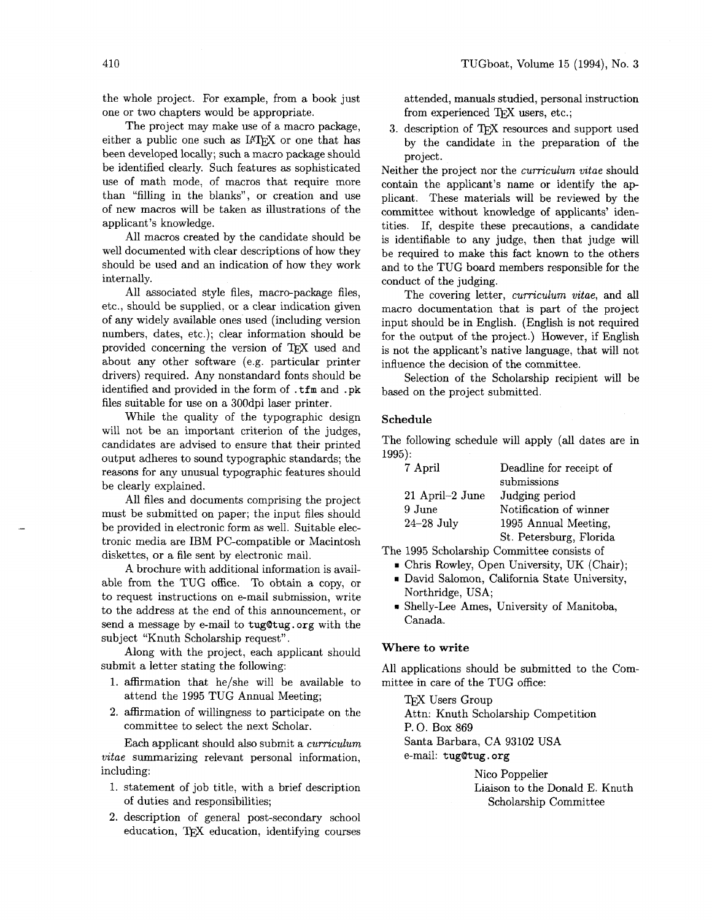the whole project. For example, from a book just one or two chapters would be appropriate.

The project may make use of a macro package, either a public one such as LaTeX or one that has been developed locally; such a macro package should be identified clearly. Such features as sophisticated use of math mode, of macros that require more than "filling in the blanks", or creation and use of new macros will be taken as illustrations of the applicant's knowledge.

All macros created by the candidate should be well documented with clear descriptions of how they should be used and an indication of how they work internally.

All associated style files, macro-package files, etc., should be supplied, or a clear indication given of any widely available ones used (including version numbers, dates, etc.); clear information should be provided concerning the version of TeX used and about any other software (e.g. particular printer drivers) required. Any nonstandard fonts should be identified and provided in the form of `.tfm` and `.pk` files suitable for use on a 300dpi laser printer.

While the quality of the typographic design will not be an important criterion of the judges, candidates are advised to ensure that their printed output adheres to sound typographic standards; the reasons for any unusual typographic features should be clearly explained.

All files and documents comprising the project must be submitted on paper; the input files should be provided in electronic form as well. Suitable electronic media are IBM PC-compatible or Macintosh diskettes, or a file sent by electronic mail.

A brochure with additional information is available from the TUG office. To obtain a copy, or to request instructions on e-mail submission, write to the address at the end of this announcement, or send a message by e-mail to `tug@tug.org` with the subject "Knuth Scholarship request".

Along with the project, each applicant should submit a letter stating the following:

1. affirmation that he/she will be available to attend the 1995 TUG Annual Meeting;
2. affirmation of willingness to participate on the committee to select the next Scholar.

Each applicant should also submit a *curriculum vitae* summarizing relevant personal information, including:

1. statement of job title, with a brief description of duties and responsibilities;
2. description of general post-secondary school education, TeX education, identifying courses attended, manuals studied, personal instruction from experienced TeX users, etc.;
3. description of TeX resources and support used by the candidate in the preparation of the project.

Neither the project nor the *curriculum vitae* should contain the applicant's name or identify the applicant. These materials will be reviewed by the committee without knowledge of applicants' identities. If, despite these precautions, a candidate is identifiable to any judge, then that judge will be required to make this fact known to the others and to the TUG board members responsible for the conduct of the judging.

The covering letter, *curriculum vitae*, and all macro documentation that is part of the project input should be in English. (English is not required for the output of the project.) However, if English is not the applicant's native language, that will not influence the decision of the committee.

Selection of the Scholarship recipient will be based on the project submitted.

### Schedule

The following schedule will apply (all dates are in 1995):

| | |
|---|---|
| 7 April | Deadline for receipt of submissions |
| 21 April–2 June | Judging period |
| 9 June | Notification of winner |
| 24–28 July | 1995 Annual Meeting, St. Petersburg, Florida |

The 1995 Scholarship Committee consists of

- Chris Rowley, Open University, UK (Chair);
- David Salomon, California State University, Northridge, USA;
- Shelly-Lee Ames, University of Manitoba, Canada.

### Where to write

All applications should be submitted to the Committee in care of the TUG office:

TeX Users Group
Attn: Knuth Scholarship Competition
P. O. Box 869
Santa Barbara, CA 93102 USA
e-mail: `tug@tug.org`

Nico Poppelier
Liaison to the Donald E. Knuth Scholarship Committee